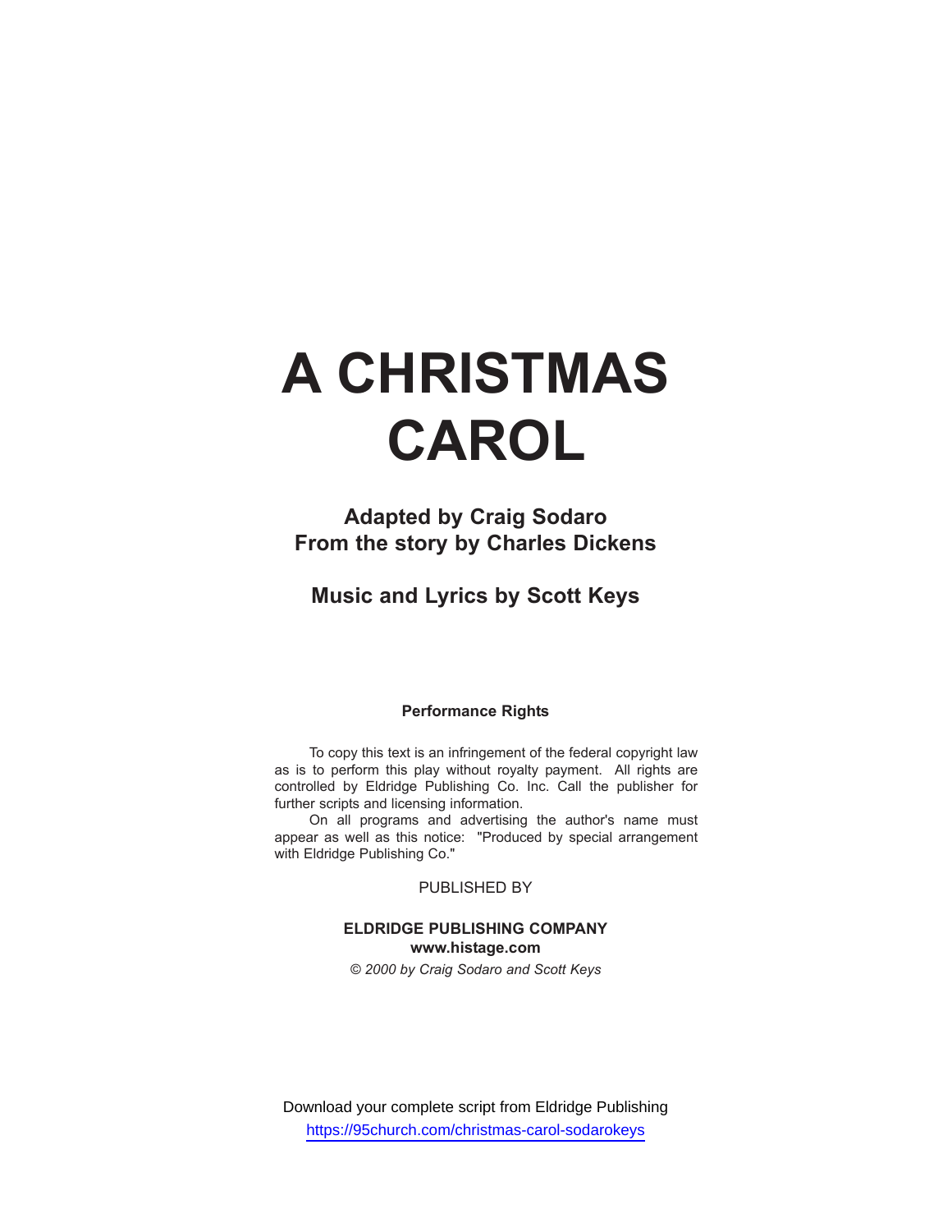# A CHRISTMAS CAROL

**Adapted by Craig Sodaro**
**From the story by Charles Dickens**

**Music and Lyrics by Scott Keys**

**Performance Rights**

To copy this text is an infringement of the federal copyright law as is to perform this play without royalty payment. All rights are controlled by Eldridge Publishing Co. Inc. Call the publisher for further scripts and licensing information.

On all programs and advertising the author's name must appear as well as this notice: "Produced by special arrangement with Eldridge Publishing Co."

PUBLISHED BY

**ELDRIDGE PUBLISHING COMPANY**
**www.histage.com**

*© 2000 by Craig Sodaro and Scott Keys*

Download your complete script from Eldridge Publishing
https://95church.com/christmas-carol-sodarokeys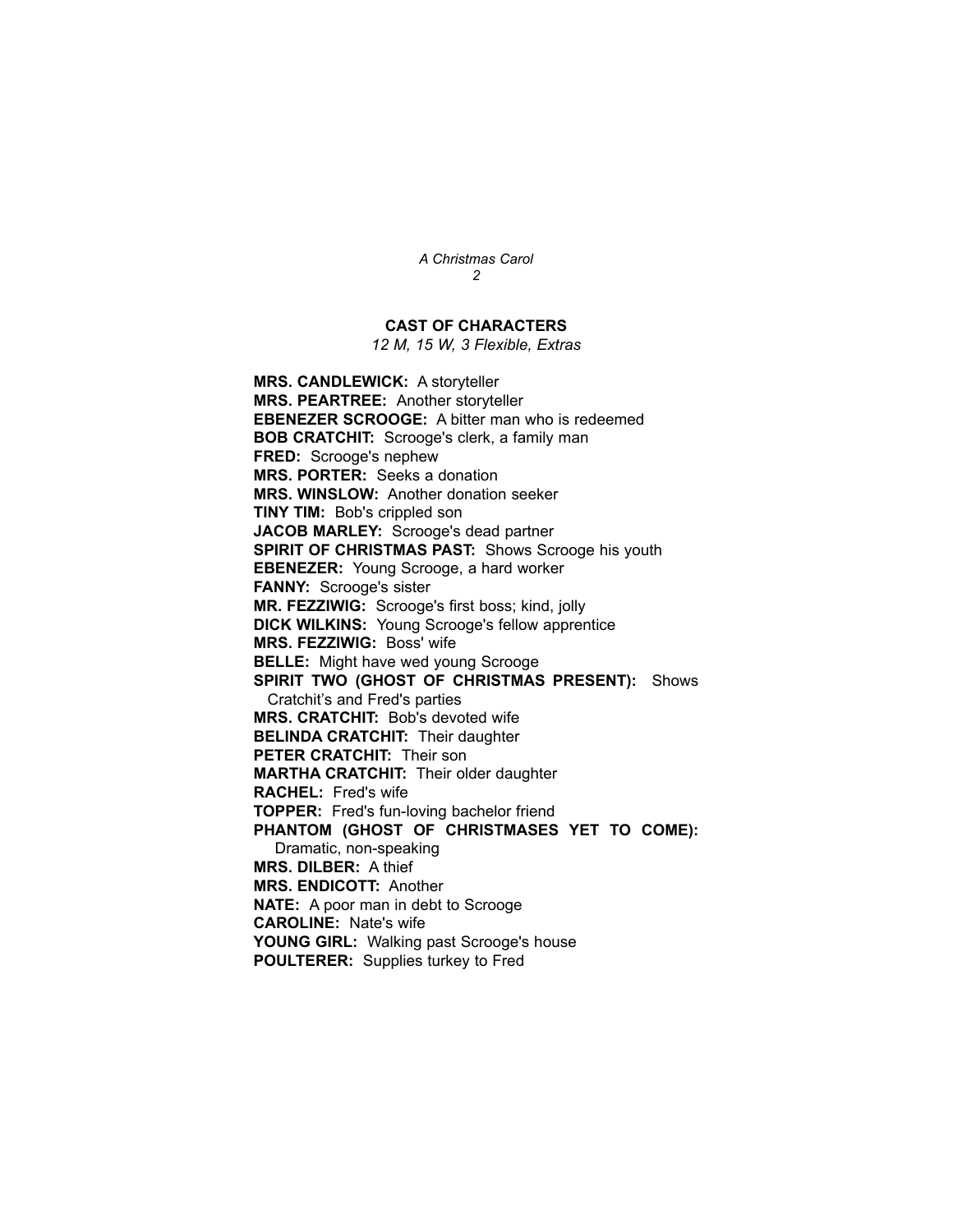## CAST OF CHARACTERS

*12 M, 15 W, 3 Flexible, Extras*

**MRS. CANDLEWICK:** A storyteller
**MRS. PEARTREE:** Another storyteller
**EBENEZER SCROOGE:** A bitter man who is redeemed
**BOB CRATCHIT:** Scrooge's clerk, a family man
**FRED:** Scrooge's nephew
**MRS. PORTER:** Seeks a donation
**MRS. WINSLOW:** Another donation seeker
**TINY TIM:** Bob's crippled son
**JACOB MARLEY:** Scrooge's dead partner
**SPIRIT OF CHRISTMAS PAST:** Shows Scrooge his youth
**EBENEZER:** Young Scrooge, a hard worker
**FANNY:** Scrooge's sister
**MR. FEZZIWIG:** Scrooge's first boss; kind, jolly
**DICK WILKINS:** Young Scrooge's fellow apprentice
**MRS. FEZZIWIG:** Boss' wife
**BELLE:** Might have wed young Scrooge
**SPIRIT TWO (GHOST OF CHRISTMAS PRESENT):** Shows Cratchit's and Fred's parties
**MRS. CRATCHIT:** Bob's devoted wife
**BELINDA CRATCHIT:** Their daughter
**PETER CRATCHIT:** Their son
**MARTHA CRATCHIT:** Their older daughter
**RACHEL:** Fred's wife
**TOPPER:** Fred's fun-loving bachelor friend
**PHANTOM (GHOST OF CHRISTMASES YET TO COME):** Dramatic, non-speaking
**MRS. DILBER:** A thief
**MRS. ENDICOTT:** Another
**NATE:** A poor man in debt to Scrooge
**CAROLINE:** Nate's wife
**YOUNG GIRL:** Walking past Scrooge's house
**POULTERER:** Supplies turkey to Fred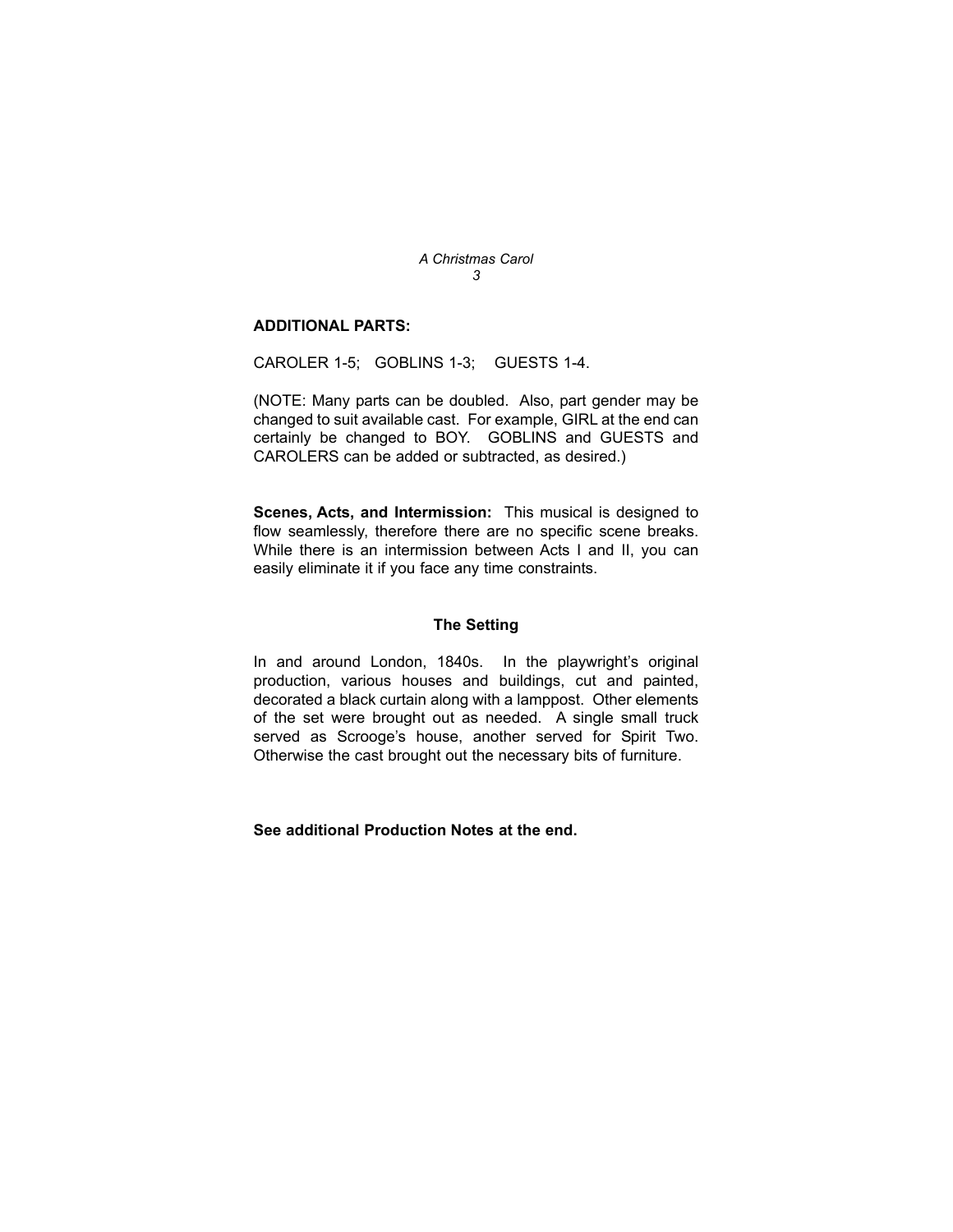**ADDITIONAL PARTS:**

CAROLER 1-5; GOBLINS 1-3; GUESTS 1-4.

(NOTE: Many parts can be doubled. Also, part gender may be changed to suit available cast. For example, GIRL at the end can certainly be changed to BOY. GOBLINS and GUESTS and CAROLERS can be added or subtracted, as desired.)

**Scenes, Acts, and Intermission:** This musical is designed to flow seamlessly, therefore there are no specific scene breaks. While there is an intermission between Acts I and II, you can easily eliminate it if you face any time constraints.

## The Setting

In and around London, 1840s. In the playwright's original production, various houses and buildings, cut and painted, decorated a black curtain along with a lamppost. Other elements of the set were brought out as needed. A single small truck served as Scrooge's house, another served for Spirit Two. Otherwise the cast brought out the necessary bits of furniture.

**See additional Production Notes at the end.**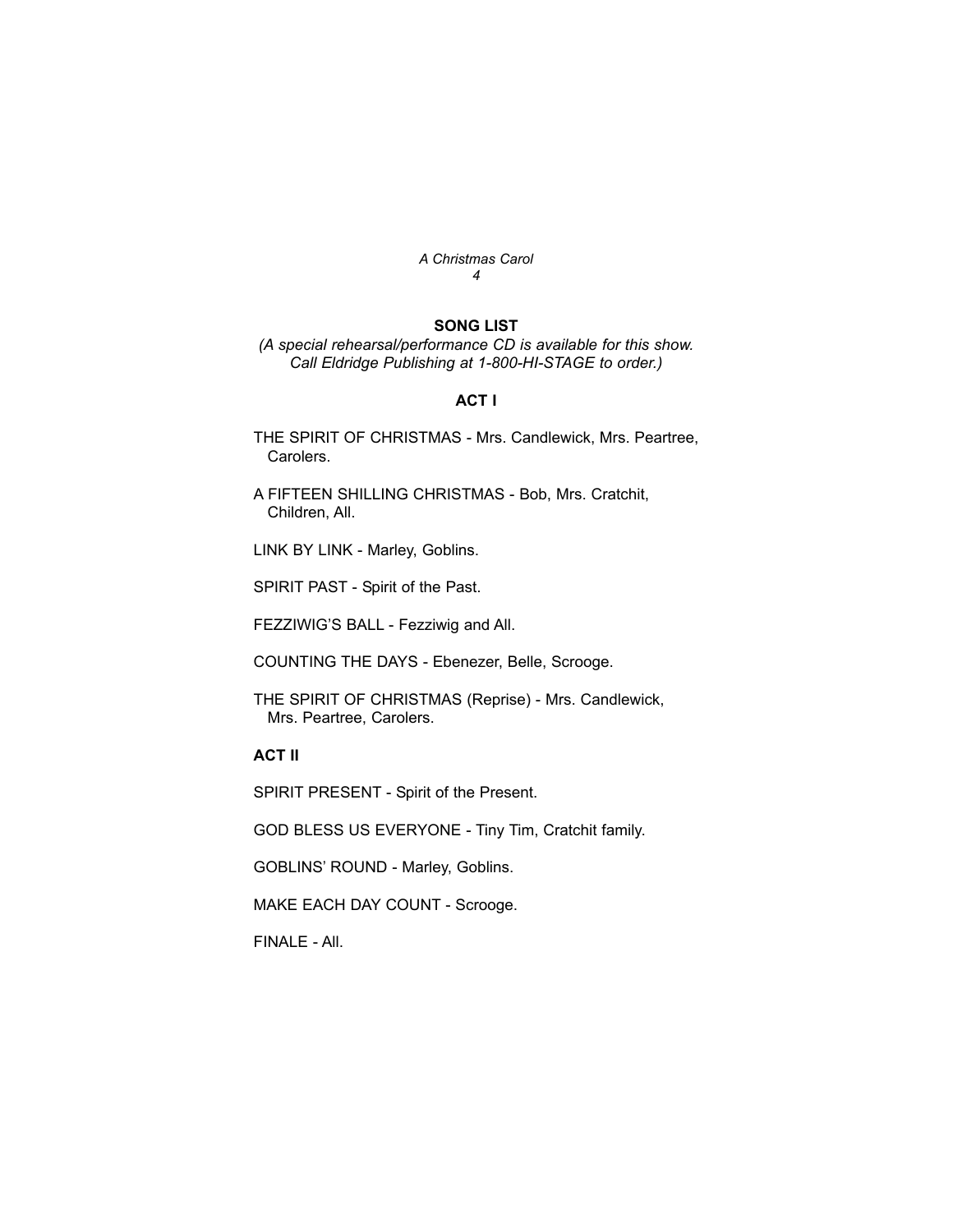## SONG LIST

*(A special rehearsal/performance CD is available for this show. Call Eldridge Publishing at 1-800-HI-STAGE to order.)*

### ACT I

THE SPIRIT OF CHRISTMAS - Mrs. Candlewick, Mrs. Peartree, Carolers.

A FIFTEEN SHILLING CHRISTMAS - Bob, Mrs. Cratchit, Children, All.

LINK BY LINK - Marley, Goblins.

SPIRIT PAST - Spirit of the Past.

FEZZIWIG'S BALL - Fezziwig and All.

COUNTING THE DAYS - Ebenezer, Belle, Scrooge.

THE SPIRIT OF CHRISTMAS (Reprise) - Mrs. Candlewick, Mrs. Peartree, Carolers.

### ACT II

SPIRIT PRESENT - Spirit of the Present.

GOD BLESS US EVERYONE - Tiny Tim, Cratchit family.

GOBLINS' ROUND - Marley, Goblins.

MAKE EACH DAY COUNT - Scrooge.

FINALE - All.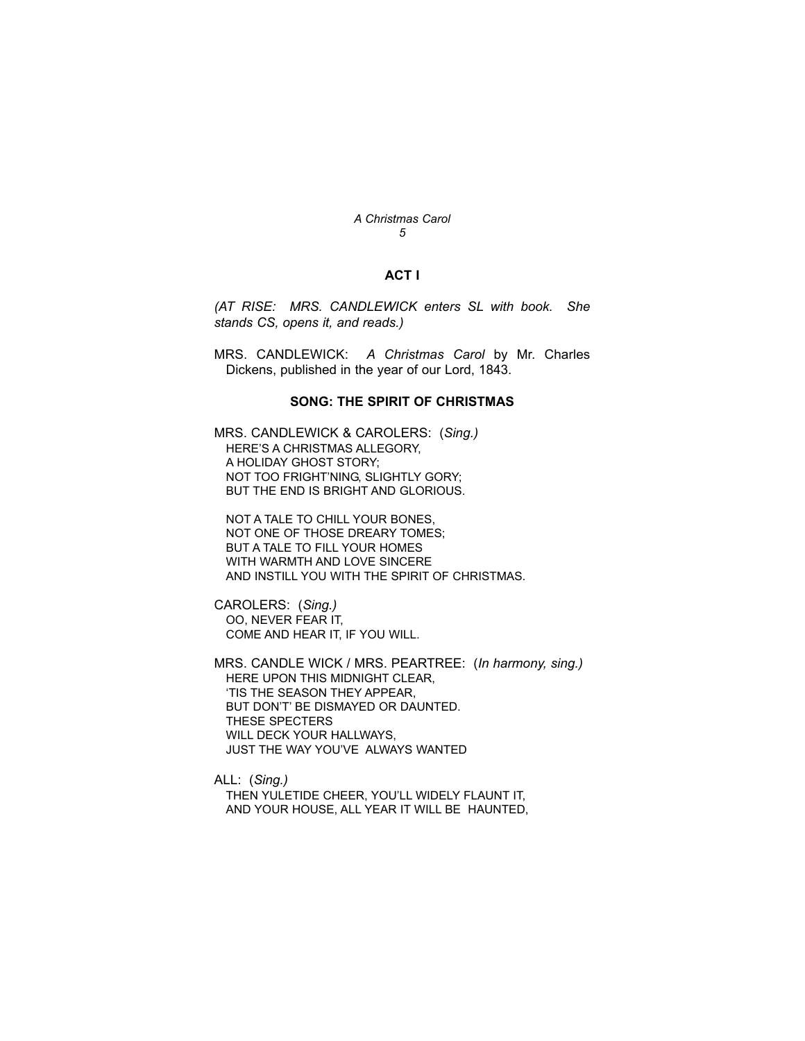## ACT I

*(AT RISE: MRS. CANDLEWICK enters SL with book. She stands CS, opens it, and reads.)*

MRS. CANDLEWICK: *A Christmas Carol* by Mr. Charles Dickens, published in the year of our Lord, 1843.

### SONG: THE SPIRIT OF CHRISTMAS

MRS. CANDLEWICK & CAROLERS: (*Sing.)*
HERE'S A CHRISTMAS ALLEGORY,
A HOLIDAY GHOST STORY;
NOT TOO FRIGHT'NING, SLIGHTLY GORY;
BUT THE END IS BRIGHT AND GLORIOUS.

NOT A TALE TO CHILL YOUR BONES,
NOT ONE OF THOSE DREARY TOMES;
BUT A TALE TO FILL YOUR HOMES
WITH WARMTH AND LOVE SINCERE
AND INSTILL YOU WITH THE SPIRIT OF CHRISTMAS.

CAROLERS: (*Sing.)*
OO, NEVER FEAR IT,
COME AND HEAR IT, IF YOU WILL.

MRS. CANDLE WICK / MRS. PEARTREE: (*In harmony, sing.)*
HERE UPON THIS MIDNIGHT CLEAR,
'TIS THE SEASON THEY APPEAR,
BUT DON'T' BE DISMAYED OR DAUNTED.
THESE SPECTERS
WILL DECK YOUR HALLWAYS,
JUST THE WAY YOU'VE ALWAYS WANTED

ALL: (*Sing.)*
THEN YULETIDE CHEER, YOU'LL WIDELY FLAUNT IT,
AND YOUR HOUSE, ALL YEAR IT WILL BE HAUNTED,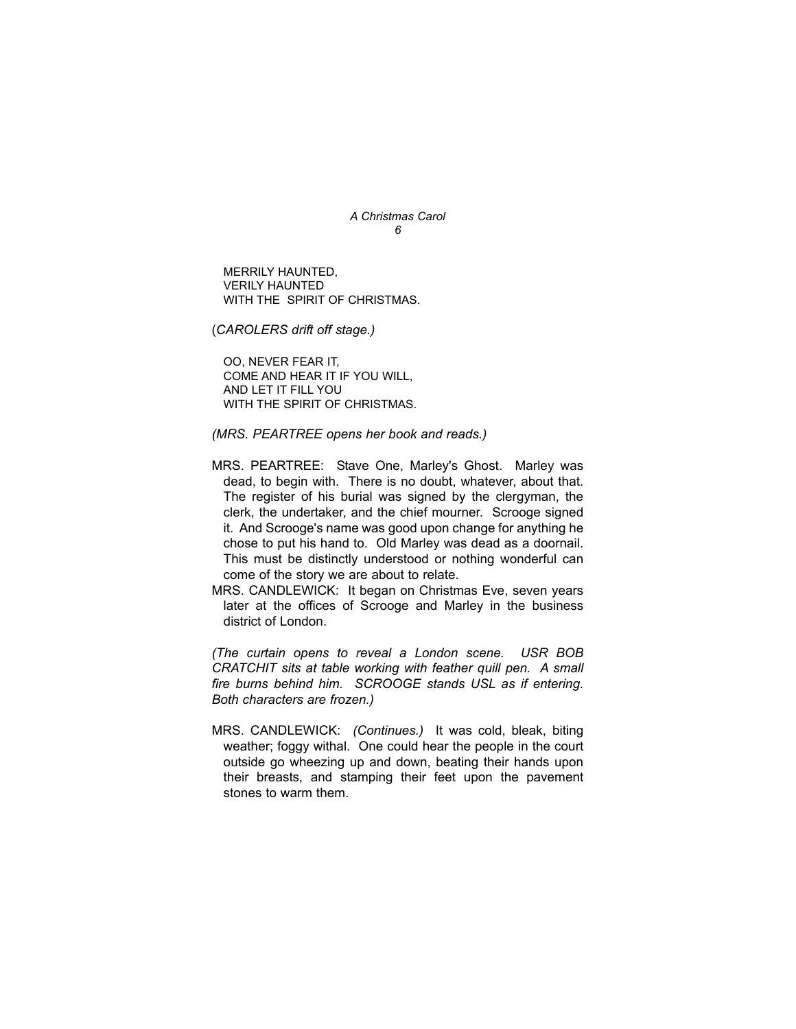MERRILY HAUNTED,
VERILY HAUNTED
WITH THE SPIRIT OF CHRISTMAS.

(*CAROLERS drift off stage.)*

OO, NEVER FEAR IT,
COME AND HEAR IT IF YOU WILL,
AND LET IT FILL YOU
WITH THE SPIRIT OF CHRISTMAS.

*(MRS. PEARTREE opens her book and reads.)*

MRS. PEARTREE: Stave One, Marley's Ghost. Marley was dead, to begin with. There is no doubt, whatever, about that. The register of his burial was signed by the clergyman, the clerk, the undertaker, and the chief mourner. Scrooge signed it. And Scrooge's name was good upon change for anything he chose to put his hand to. Old Marley was dead as a doornail. This must be distinctly understood or nothing wonderful can come of the story we are about to relate.

MRS. CANDLEWICK: It began on Christmas Eve, seven years later at the offices of Scrooge and Marley in the business district of London.

*(The curtain opens to reveal a London scene. USR BOB CRATCHIT sits at table working with feather quill pen. A small fire burns behind him. SCROOGE stands USL as if entering. Both characters are frozen.)*

MRS. CANDLEWICK: *(Continues.)* It was cold, bleak, biting weather; foggy withal. One could hear the people in the court outside go wheezing up and down, beating their hands upon their breasts, and stamping their feet upon the pavement stones to warm them.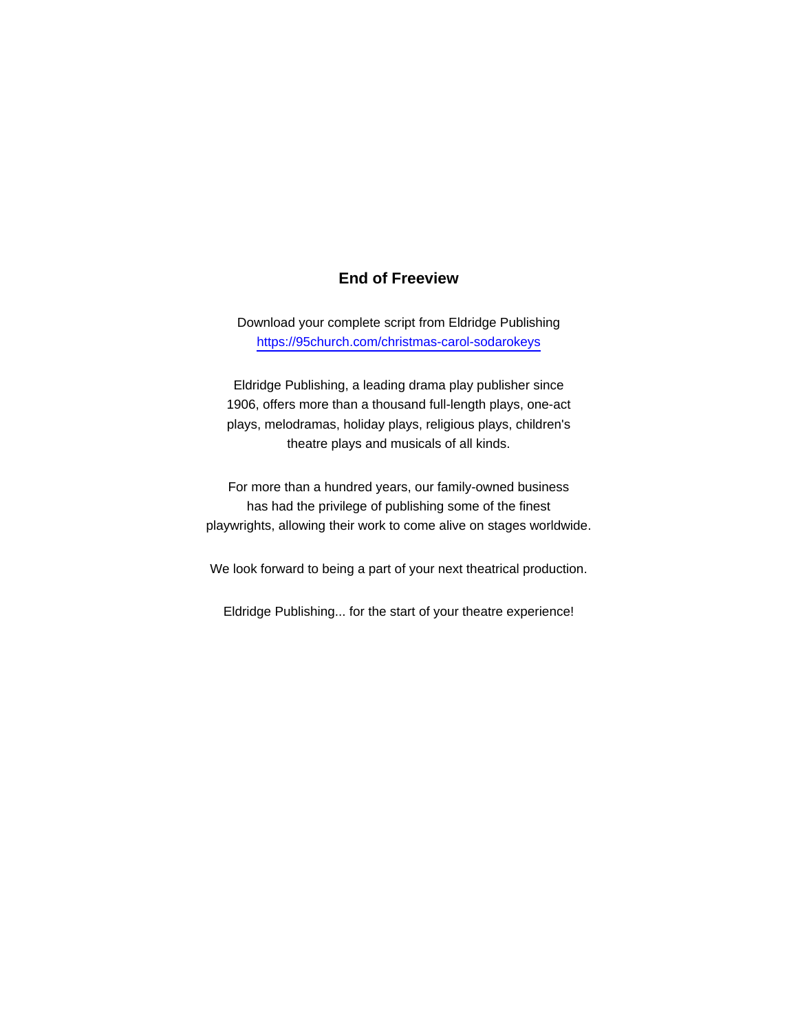**End of Freeview**

Download your complete script from Eldridge Publishing
https://95church.com/christmas-carol-sodarokeys

Eldridge Publishing, a leading drama play publisher since 1906, offers more than a thousand full-length plays, one-act plays, melodramas, holiday plays, religious plays, children's theatre plays and musicals of all kinds.

For more than a hundred years, our family-owned business has had the privilege of publishing some of the finest playwrights, allowing their work to come alive on stages worldwide.

We look forward to being a part of your next theatrical production.

Eldridge Publishing... for the start of your theatre experience!